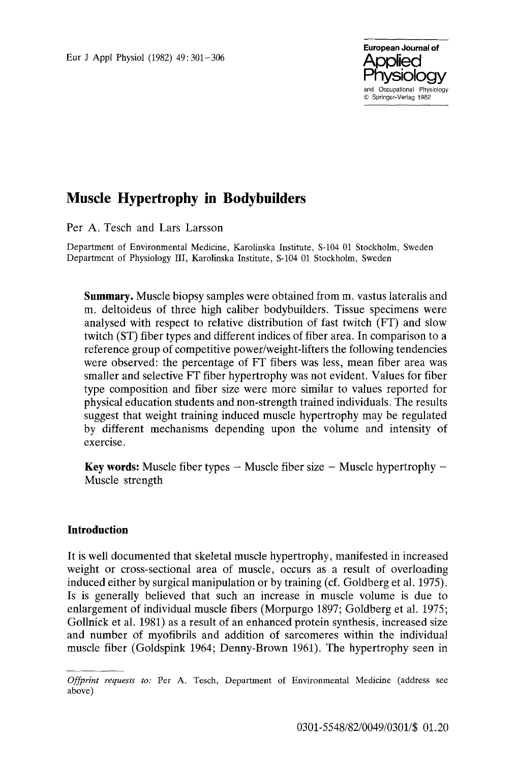# Muscle Hypertrophy in Bodybuilders

Per A. Tesch and Lars Larsson

Department of Environmental Medicine, Karolinska Institute, S-104 01 Stockholm, Sweden
Department of Physiology III, Karolinska Institute, S-104 01 Stockholm, Sweden

**Summary.** Muscle biopsy samples were obtained from m. vastus lateralis and m. deltoideus of three high caliber bodybuilders. Tissue specimens were analysed with respect to relative distribution of fast twitch (FT) and slow twitch (ST) fiber types and different indices of fiber area. In comparison to a reference group of competitive power/weight-lifters the following tendencies were observed: the percentage of FT fibers was less, mean fiber area was smaller and selective FT fiber hypertrophy was not evident. Values for fiber type composition and fiber size were more similar to values reported for physical education students and non-strength trained individuals. The results suggest that weight training induced muscle hypertrophy may be regulated by different mechanisms depending upon the volume and intensity of exercise.

**Key words:** Muscle fiber types – Muscle fiber size – Muscle hypertrophy – Muscle strength

## Introduction

It is well documented that skeletal muscle hypertrophy, manifested in increased weight or cross-sectional area of muscle, occurs as a result of overloading induced either by surgical manipulation or by training (cf. Goldberg et al. 1975). Is is generally believed that such an increase in muscle volume is due to enlargement of individual muscle fibers (Morpurgo 1897; Goldberg et al. 1975; Gollnick et al. 1981) as a result of an enhanced protein synthesis, increased size and number of myofibrils and addition of sarcomeres within the individual muscle fiber (Goldspink 1964; Denny-Brown 1961). The hypertrophy seen in

---

*Offprint requests to:* Per A. Tesch, Department of Environmental Medicine (address see above)

0301-5548/82/0049/0301/$ 01.20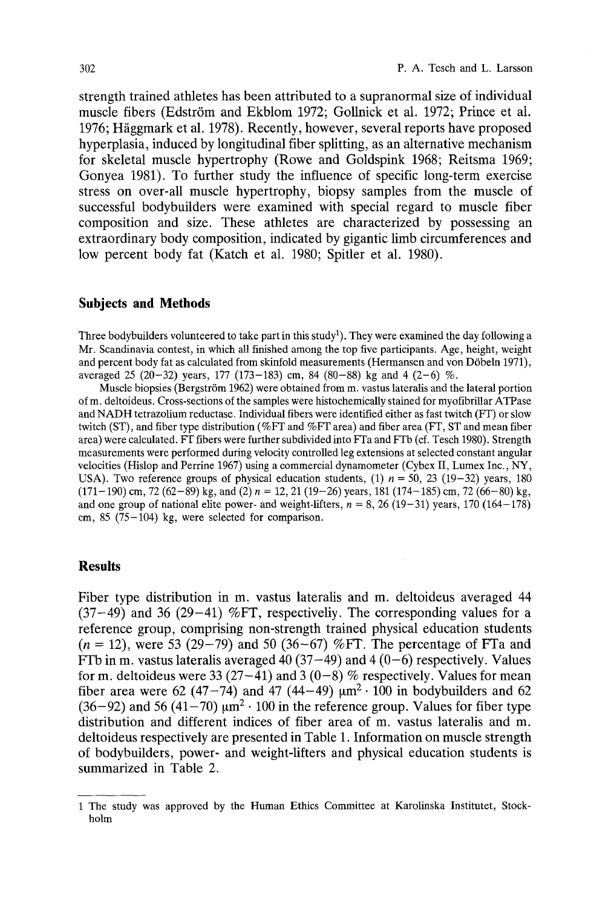strength trained athletes has been attributed to a supranormal size of individual muscle fibers (Edström and Ekblom 1972; Gollnick et al. 1972; Prince et al. 1976; Häggmark et al. 1978). Recently, however, several reports have proposed hyperplasia, induced by longitudinal fiber splitting, as an alternative mechanism for skeletal muscle hypertrophy (Rowe and Goldspink 1968; Reitsma 1969; Gonyea 1981). To further study the influence of specific long-term exercise stress on over-all muscle hypertrophy, biopsy samples from the muscle of successful bodybuilders were examined with special regard to muscle fiber composition and size. These athletes are characterized by possessing an extraordinary body composition, indicated by gigantic limb circumferences and low percent body fat (Katch et al. 1980; Spitler et al. 1980).

## Subjects and Methods

Three bodybuilders volunteered to take part in this study[1]. They were examined the day following a Mr. Scandinavia contest, in which all finished among the top five participants. Age, height, weight and percent body fat as calculated from skinfold measurements (Hermansen and von Döbeln 1971), averaged 25 (20–32) years, 177 (173–183) cm, 84 (80–88) kg and 4 (2–6) %.

Muscle biopsies (Bergström 1962) were obtained from m. vastus lateralis and the lateral portion of m. deltoideus. Cross-sections of the samples were histochemically stained for myofibrillar ATPase and NADH tetrazolium reductase. Individual fibers were identified either as fast twitch (FT) or slow twitch (ST), and fiber type distribution (%FT and %FT area) and fiber area (FT, ST and mean fiber area) were calculated. FT fibers were further subdivided into FTa and FTb (cf. Tesch 1980). Strength measurements were performed during velocity controlled leg extensions at selected constant angular velocities (Hislop and Perrine 1967) using a commercial dynamometer (Cybex II, Lumex Inc., NY, USA). Two reference groups of physical education students, (1) $n = 50$, 23 (19–32) years, 180 (171–190) cm, 72 (62–89) kg, and (2) $n = 12$, 21 (19–26) years, 181 (174–185) cm, 72 (66–80) kg, and one group of national elite power- and weight-lifters, $n = 8$, 26 (19–31) years, 170 (164–178) cm, 85 (75–104) kg, were selected for comparison.

## Results

Fiber type distribution in m. vastus lateralis and m. deltoideus averaged 44 (37–49) and 36 (29–41) %FT, respectiveliy. The corresponding values for a reference group, comprising non-strength trained physical education students ($n = 12$), were 53 (29–79) and 50 (36–67) %FT. The percentage of FTa and FTb in m. vastus lateralis averaged 40 (37–49) and 4 (0–6) respectively. Values for m. deltoideus were 33 (27–41) and 3 (0–8) % respectively. Values for mean fiber area were 62 (47–74) and 47 (44–49) $\mu m^2 \cdot 100$ in bodybuilders and 62 (36–92) and 56 (41–70) $\mu m^2 \cdot 100$ in the reference group. Values for fiber type distribution and different indices of fiber area of m. vastus lateralis and m. deltoideus respectively are presented in Table 1. Information on muscle strength of bodybuilders, power- and weight-lifters and physical education students is summarized in Table 2.

---

1 The study was approved by the Human Ethics Committee at Karolinska Institutet, Stockholm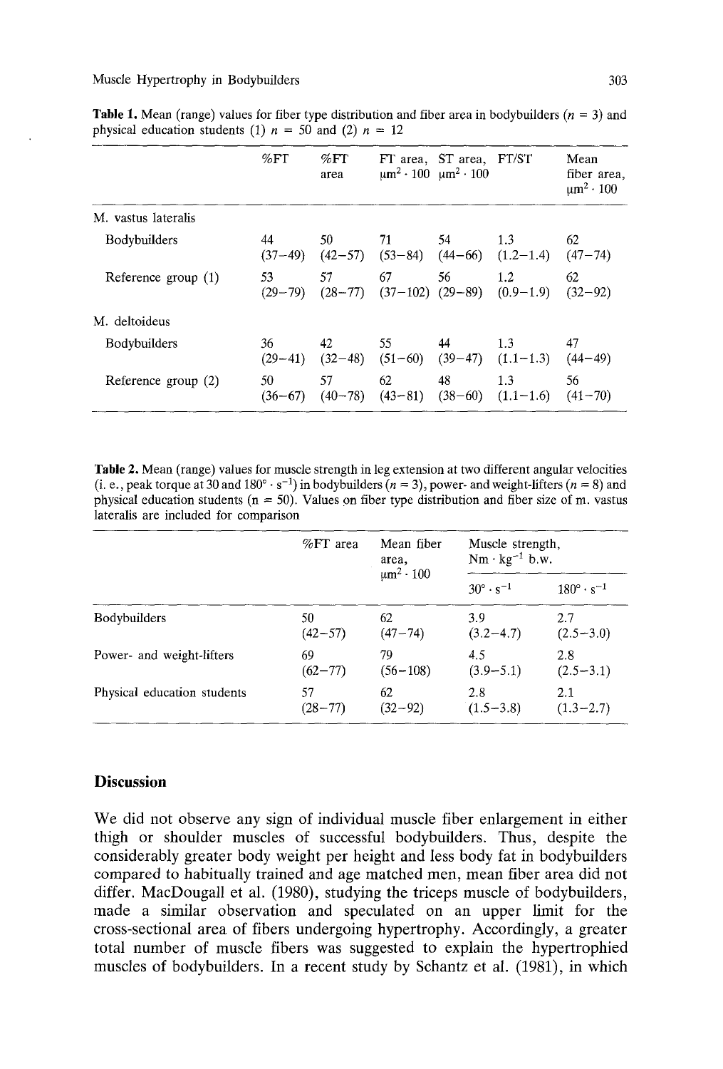**Table 1.** Mean (range) values for fiber type distribution and fiber area in bodybuilders ($n = 3$) and physical education students (1) $n = 50$ and (2) $n = 12$

| | %FT | %FT area | FT area, $\mu m^2 \cdot 100$ | ST area, $\mu m^2 \cdot 100$ | FT/ST | Mean fiber area, $\mu m^2 \cdot 100$ |
|---|---|---|---|---|---|---|
| M. vastus lateralis | | | | | | |
| Bodybuilders | 44 (37–49) | 50 (42–57) | 71 (53–84) | 54 (44–66) | 1.3 (1.2–1.4) | 62 (47–74) |
| Reference group (1) | 53 (29–79) | 57 (28–77) | 67 (37–102) | 56 (29–89) | 1.2 (0.9–1.9) | 62 (32–92) |
| M. deltoideus | | | | | | |
| Bodybuilders | 36 (29–41) | 42 (32–48) | 55 (51–60) | 44 (39–47) | 1.3 (1.1–1.3) | 47 (44–49) |
| Reference group (2) | 50 (36–67) | 57 (40–78) | 62 (43–81) | 48 (38–60) | 1.3 (1.1–1.6) | 56 (41–70) |

**Table 2.** Mean (range) values for muscle strength in leg extension at two different angular velocities (i. e., peak torque at 30 and $180° \cdot s^{-1}$) in bodybuilders ($n = 3$), power- and weight-lifters ($n = 8$) and physical education students ($n = 50$). Values on fiber type distribution and fiber size of m. vastus lateralis are included for comparison

| | %FT area | Mean fiber area, $\mu m^2 \cdot 100$ | Muscle strength, $Nm \cdot kg^{-1}$ b.w. | |
|---|---|---|---|---|
| | | | $30° \cdot s^{-1}$ | $180° \cdot s^{-1}$ |
| Bodybuilders | 50 (42–57) | 62 (47–74) | 3.9 (3.2–4.7) | 2.7 (2.5–3.0) |
| Power- and weight-lifters | 69 (62–77) | 79 (56–108) | 4.5 (3.9–5.1) | 2.8 (2.5–3.1) |
| Physical education students | 57 (28–77) | 62 (32–92) | 2.8 (1.5–3.8) | 2.1 (1.3–2.7) |

## Discussion

We did not observe any sign of individual muscle fiber enlargement in either thigh or shoulder muscles of successful bodybuilders. Thus, despite the considerably greater body weight per height and less body fat in bodybuilders compared to habitually trained and age matched men, mean fiber area did not differ. MacDougall et al. (1980), studying the triceps muscle of bodybuilders, made a similar observation and speculated on an upper limit for the cross-sectional area of fibers undergoing hypertrophy. Accordingly, a greater total number of muscle fibers was suggested to explain the hypertrophied muscles of bodybuilders. In a recent study by Schantz et al. (1981), in which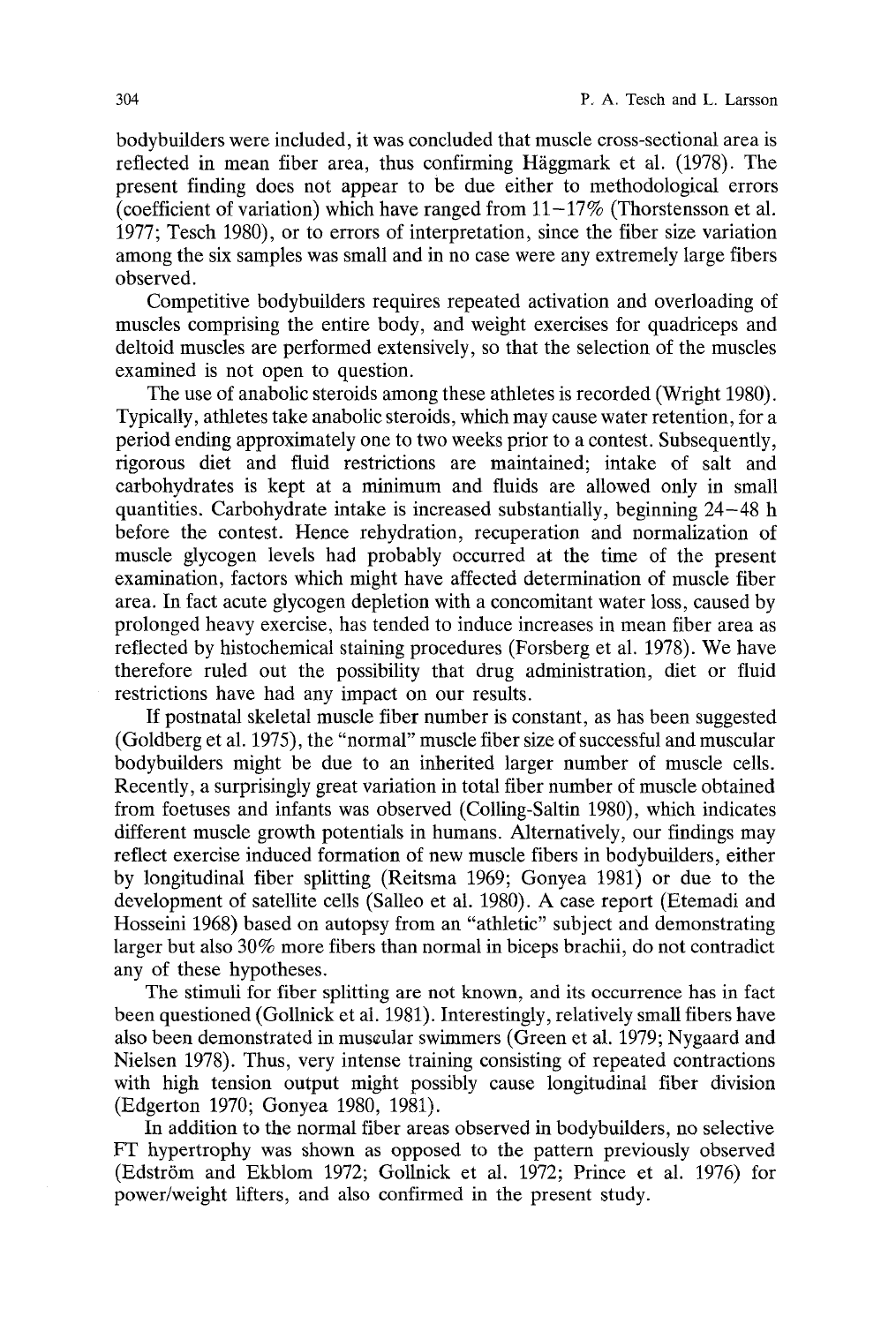bodybuilders were included, it was concluded that muscle cross-sectional area is reflected in mean fiber area, thus confirming Häggmark et al. (1978). The present finding does not appear to be due either to methodological errors (coefficient of variation) which have ranged from 11–17% (Thorstensson et al. 1977; Tesch 1980), or to errors of interpretation, since the fiber size variation among the six samples was small and in no case were any extremely large fibers observed.

Competitive bodybuilders requires repeated activation and overloading of muscles comprising the entire body, and weight exercises for quadriceps and deltoid muscles are performed extensively, so that the selection of the muscles examined is not open to question.

The use of anabolic steroids among these athletes is recorded (Wright 1980). Typically, athletes take anabolic steroids, which may cause water retention, for a period ending approximately one to two weeks prior to a contest. Subsequently, rigorous diet and fluid restrictions are maintained; intake of salt and carbohydrates is kept at a minimum and fluids are allowed only in small quantities. Carbohydrate intake is increased substantially, beginning 24–48 h before the contest. Hence rehydration, recuperation and normalization of muscle glycogen levels had probably occurred at the time of the present examination, factors which might have affected determination of muscle fiber area. In fact acute glycogen depletion with a concomitant water loss, caused by prolonged heavy exercise, has tended to induce increases in mean fiber area as reflected by histochemical staining procedures (Forsberg et al. 1978). We have therefore ruled out the possibility that drug administration, diet or fluid restrictions have had any impact on our results.

If postnatal skeletal muscle fiber number is constant, as has been suggested (Goldberg et al. 1975), the "normal" muscle fiber size of successful and muscular bodybuilders might be due to an inherited larger number of muscle cells. Recently, a surprisingly great variation in total fiber number of muscle obtained from foetuses and infants was observed (Colling-Saltin 1980), which indicates different muscle growth potentials in humans. Alternatively, our findings may reflect exercise induced formation of new muscle fibers in bodybuilders, either by longitudinal fiber splitting (Reitsma 1969; Gonyea 1981) or due to the development of satellite cells (Salleo et al. 1980). A case report (Etemadi and Hosseini 1968) based on autopsy from an "athletic" subject and demonstrating larger but also 30% more fibers than normal in biceps brachii, do not contradict any of these hypotheses.

The stimuli for fiber splitting are not known, and its occurrence has in fact been questioned (Gollnick et al. 1981). Interestingly, relatively small fibers have also been demonstrated in muscular swimmers (Green et al. 1979; Nygaard and Nielsen 1978). Thus, very intense training consisting of repeated contractions with high tension output might possibly cause longitudinal fiber division (Edgerton 1970; Gonyea 1980, 1981).

In addition to the normal fiber areas observed in bodybuilders, no selective FT hypertrophy was shown as opposed to the pattern previously observed (Edström and Ekblom 1972; Gollnick et al. 1972; Prince et al. 1976) for power/weight lifters, and also confirmed in the present study.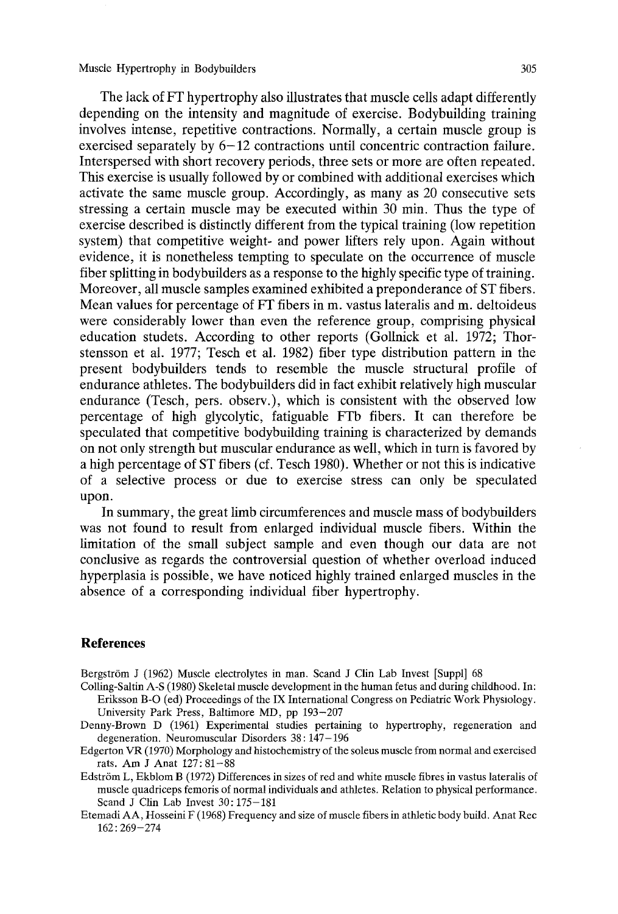The lack of FT hypertrophy also illustrates that muscle cells adapt differently depending on the intensity and magnitude of exercise. Bodybuilding training involves intense, repetitive contractions. Normally, a certain muscle group is exercised separately by 6–12 contractions until concentric contraction failure. Interspersed with short recovery periods, three sets or more are often repeated. This exercise is usually followed by or combined with additional exercises which activate the same muscle group. Accordingly, as many as 20 consecutive sets stressing a certain muscle may be executed within 30 min. Thus the type of exercise described is distinctly different from the typical training (low repetition system) that competitive weight- and power lifters rely upon. Again without evidence, it is nonetheless tempting to speculate on the occurrence of muscle fiber splitting in bodybuilders as a response to the highly specific type of training. Moreover, all muscle samples examined exhibited a preponderance of ST fibers. Mean values for percentage of FT fibers in m. vastus lateralis and m. deltoideus were considerably lower than even the reference group, comprising physical education studets. According to other reports (Gollnick et al. 1972; Thorstensson et al. 1977; Tesch et al. 1982) fiber type distribution pattern in the present bodybuilders tends to resemble the muscle structural profile of endurance athletes. The bodybuilders did in fact exhibit relatively high muscular endurance (Tesch, pers. observ.), which is consistent with the observed low percentage of high glycolytic, fatiguable FTb fibers. It can therefore be speculated that competitive bodybuilding training is characterized by demands on not only strength but muscular endurance as well, which in turn is favored by a high percentage of ST fibers (cf. Tesch 1980). Whether or not this is indicative of a selective process or due to exercise stress can only be speculated upon.

In summary, the great limb circumferences and muscle mass of bodybuilders was not found to result from enlarged individual muscle fibers. Within the limitation of the small subject sample and even though our data are not conclusive as regards the controversial question of whether overload induced hyperplasia is possible, we have noticed highly trained enlarged muscles in the absence of a corresponding individual fiber hypertrophy.

## References

Bergström J (1962) Muscle electrolytes in man. Scand J Clin Lab Invest [Suppl] 68

Colling-Saltin A-S (1980) Skeletal muscle development in the human fetus and during childhood. In: Eriksson B-O (ed) Proceedings of the IX International Congress on Pediatric Work Physiology. University Park Press, Baltimore MD, pp 193–207

Denny-Brown D (1961) Experimental studies pertaining to hypertrophy, regeneration and degeneration. Neuromuscular Disorders 38: 147–196

Edgerton VR (1970) Morphology and histochemistry of the soleus muscle from normal and exercised rats. Am J Anat 127: 81–88

Edström L, Ekblom B (1972) Differences in sizes of red and white muscle fibres in vastus lateralis of muscle quadriceps femoris of normal individuals and athletes. Relation to physical performance. Scand J Clin Lab Invest 30: 175–181

Etemadi AA, Hosseini F (1968) Frequency and size of muscle fibers in athletic body build. Anat Rec 162: 269–274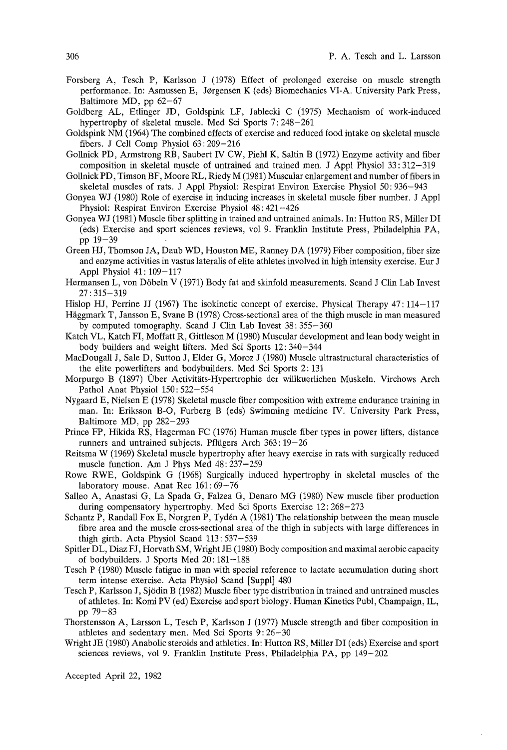Forsberg A, Tesch P, Karlsson J (1978) Effect of prolonged exercise on muscle strength performance. In: Asmussen E, Jørgensen K (eds) Biomechanics VI-A. University Park Press, Baltimore MD, pp 62–67

Goldberg AL, Etlinger JD, Goldspink LF, Jablecki C (1975) Mechanism of work-induced hypertrophy of skeletal muscle. Med Sci Sports 7: 248–261

Goldspink NM (1964) The combined effects of exercise and reduced food intake on skeletal muscle fibers. J Cell Comp Physiol 63: 209–216

Gollnick PD, Armstrong RB, Saubert IV CW, Piehl K, Saltin B (1972) Enzyme activity and fiber composition in skeletal muscle of untrained and trained men. J Appl Physiol 33: 312–319

Gollnick PD, Timson BF, Moore RL, Riedy M (1981) Muscular enlargement and number of fibers in skeletal muscles of rats. J Appl Physiol: Respirat Environ Exercise Physiol 50: 936–943

Gonyea WJ (1980) Role of exercise in inducing increases in skeletal muscle fiber number. J Appl Physiol: Respirat Environ Exercise Physiol 48: 421–426

Gonyea WJ (1981) Muscle fiber splitting in trained and untrained animals. In: Hutton RS, Miller DI (eds) Exercise and sport sciences reviews, vol 9. Franklin Institute Press, Philadelphia PA, pp 19–39

Green HJ, Thomson JA, Daub WD, Houston ME, Ranney DA (1979) Fiber composition, fiber size and enzyme activities in vastus lateralis of elite athletes involved in high intensity exercise. Eur J Appl Physiol 41: 109–117

Hermansen L, von Döbeln V (1971) Body fat and skinfold measurements. Scand J Clin Lab Invest 27: 315–319

Hislop HJ, Perrine JJ (1967) The isokinetic concept of exercise. Physical Therapy 47: 114–117

Häggmark T, Jansson E, Svane B (1978) Cross-sectional area of the thigh muscle in man measured by computed tomography. Scand J Clin Lab Invest 38: 355–360

Katch VL, Katch FI, Moffatt R, Gittleson M (1980) Muscular development and lean body weight in body builders and weight lifters. Med Sci Sports 12: 340–344

MacDougall J, Sale D, Sutton J, Elder G, Moroz J (1980) Muscle ultrastructural characteristics of the elite powerlifters and bodybuilders. Med Sci Sports 2: 131

Morpurgo B (1897) Über Activitäts-Hypertrophie der willkuerlichen Muskeln. Virchows Arch Pathol Anat Physiol 150: 522–554

Nygaard E, Nielsen E (1978) Skeletal muscle fiber composition with extreme endurance training in man. In: Eriksson B-O, Furberg B (eds) Swimming medicine IV. University Park Press, Baltimore MD, pp 282–293

Prince FP, Hikida RS, Hagerman FC (1976) Human muscle fiber types in power lifters, distance runners and untrained subjects. Pflügers Arch 363: 19–26

Reitsma W (1969) Skeletal muscle hypertrophy after heavy exercise in rats with surgically reduced muscle function. Am J Phys Med 48: 237–259

Rowe RWE, Goldspink G (1968) Surgically induced hypertrophy in skeletal muscles of the laboratory mouse. Anat Rec 161: 69–76

Salleo A, Anastasi G, La Spada G, Falzea G, Denaro MG (1980) New muscle fiber production during compensatory hypertrophy. Med Sci Sports Exercise 12: 268–273

Schantz P, Randall Fox E, Norgren P, Tydén A (1981) The relationship between the mean muscle fibre area and the muscle cross-sectional area of the thigh in subjects with large differences in thigh girth. Acta Physiol Scand 113: 537–539

Spitler DL, Diaz FJ, Horvath SM, Wright JE (1980) Body composition and maximal aerobic capacity of bodybuilders. J Sports Med 20: 181–188

Tesch P (1980) Muscle fatigue in man with special reference to lactate accumulation during short term intense exercise. Acta Physiol Scand [Suppl] 480

Tesch P, Karlsson J, Sjödin B (1982) Muscle fiber type distribution in trained and untrained muscles of athletes. In: Komi PV (ed) Exercise and sport biology. Human Kinetics Publ, Champaign, IL, pp 79–83

Thorstensson A, Larsson L, Tesch P, Karlsson J (1977) Muscle strength and fiber composition in athletes and sedentary men. Med Sci Sports 9: 26–30

Wright JE (1980) Anabolic steroids and athletics. In: Hutton RS, Miller DI (eds) Exercise and sport sciences reviews, vol 9. Franklin Institute Press, Philadelphia PA, pp 149–202

Accepted April 22, 1982